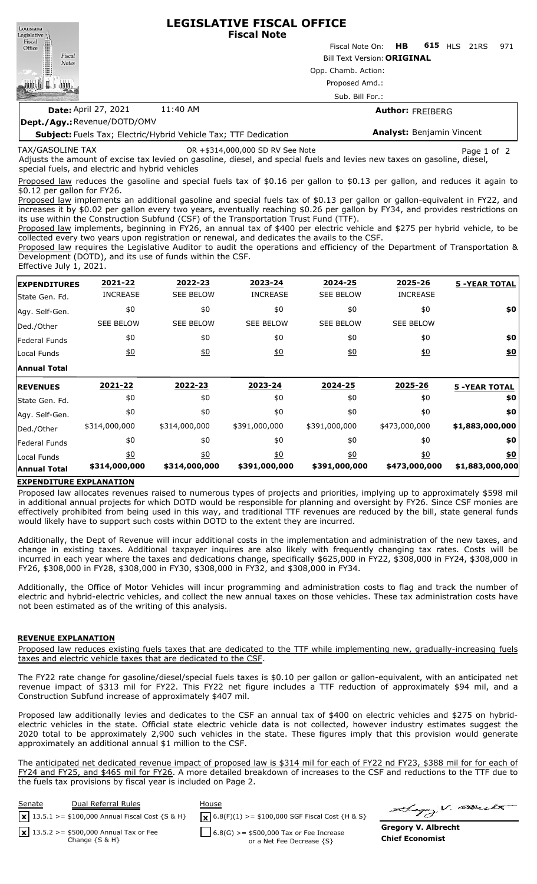# LEGISLATIVE FISCAL OFFICE
## Fiscal Note

Fiscal Note On: **HB 615** HLS 21RS 971

Bill Text Version: **ORIGINAL**

Opp. Chamb. Action:

Proposed Amd.:

Sub. Bill For.:

**Date:** April 27, 2021 11:40 AM

**Author:** FREIBERG

**Dept./Agy.:** Revenue/DOTD/OMV

**Subject:** Fuels Tax; Electric/Hybrid Vehicle Tax; TTF Dedication

**Analyst:** Benjamin Vincent

TAX/GASOLINE TAX OR +$314,000,000 SD RV See Note

Adjusts the amount of excise tax levied on gasoline, diesel, and special fuels and levies new taxes on gasoline, diesel, special fuels, and electric and hybrid vehicles

Proposed law reduces the gasoline and special fuels tax of $0.16 per gallon to $0.13 per gallon, and reduces it again to $0.12 per gallon for FY26.

Proposed law implements an additional gasoline and special fuels tax of $0.13 per gallon or gallon-equivalent in FY22, and increases it by $0.02 per gallon every two years, eventually reaching $0.26 per gallon by FY34, and provides restrictions on its use within the Construction Subfund (CSF) of the Transportation Trust Fund (TTF).

Proposed law implements, beginning in FY26, an annual tax of $400 per electric vehicle and $275 per hybrid vehicle, to be collected every two years upon registration or renewal, and dedicates the avails to the CSF.

Proposed law requires the Legislative Auditor to audit the operations and efficiency of the Department of Transportation & Development (DOTD), and its use of funds within the CSF.

Effective July 1, 2021.

| **EXPENDITURES** | **2021-22** | **2022-23** | **2023-24** | **2024-25** | **2025-26** | **5 -YEAR TOTAL** |
|---|---|---|---|---|---|---|
| State Gen. Fd. | INCREASE | SEE BELOW | INCREASE | SEE BELOW | INCREASE | |
| Agy. Self-Gen. | $0 | $0 | $0 | $0 | $0 | **$0** |
| Ded./Other | SEE BELOW | SEE BELOW | SEE BELOW | SEE BELOW | SEE BELOW | |
| Federal Funds | $0 | $0 | $0 | $0 | $0 | **$0** |
| Local Funds | $0 | $0 | $0 | $0 | $0 | **$0** |
| **Annual Total** | | | | | | |

| **REVENUES** | **2021-22** | **2022-23** | **2023-24** | **2024-25** | **2025-26** | **5 -YEAR TOTAL** |
|---|---|---|---|---|---|---|
| State Gen. Fd. | $0 | $0 | $0 | $0 | $0 | **$0** |
| Agy. Self-Gen. | $0 | $0 | $0 | $0 | $0 | **$0** |
| Ded./Other | $314,000,000 | $314,000,000 | $391,000,000 | $391,000,000 | $473,000,000 | **$1,883,000,000** |
| Federal Funds | $0 | $0 | $0 | $0 | $0 | **$0** |
| Local Funds | $0 | $0 | $0 | $0 | $0 | **$0** |
| **Annual Total** | **$314,000,000** | **$314,000,000** | **$391,000,000** | **$391,000,000** | **$473,000,000** | **$1,883,000,000** |

**EXPENDITURE EXPLANATION**

Proposed law allocates revenues raised to numerous types of projects and priorities, implying up to approximately $598 mil in additional annual projects for which DOTD would be responsible for planning and oversight by FY26. Since CSF monies are effectively prohibited from being used in this way, and traditional TTF revenues are reduced by the bill, state general funds would likely have to support such costs within DOTD to the extent they are incurred.

Additionally, the Dept of Revenue will incur additional costs in the implementation and administration of the new taxes, and change in existing taxes. Additional taxpayer inquires are also likely with frequently changing tax rates. Costs will be incurred in each year where the taxes and dedications change, specifically $625,000 in FY22, $308,000 in FY24, $308,000 in FY26, $308,000 in FY28, $308,000 in FY30, $308,000 in FY32, and $308,000 in FY34.

Additionally, the Office of Motor Vehicles will incur programming and administration costs to flag and track the number of electric and hybrid-electric vehicles, and collect the new annual taxes on those vehicles. These tax administration costs have not been estimated as of the writing of this analysis.

**REVENUE EXPLANATION**

Proposed law reduces existing fuels taxes that are dedicated to the TTF while implementing new, gradually-increasing fuels taxes and electric vehicle taxes that are dedicated to the CSF.

The FY22 rate change for gasoline/diesel/special fuels taxes is $0.10 per gallon or gallon-equivalent, with an anticipated net revenue impact of $313 mil for FY22. This FY22 net figure includes a TTF reduction of approximately $94 mil, and a Construction Subfund increase of approximately $407 mil.

Proposed law additionally levies and dedicates to the CSF an annual tax of $400 on electric vehicles and $275 on hybrid-electric vehicles in the state. Official state electric vehicle data is not collected, however industry estimates suggest the 2020 total to be approximately 2,900 such vehicles in the state. These figures imply that this provision would generate approximately an additional annual $1 million to the CSF.

The anticipated net dedicated revenue impact of proposed law is $314 mil for each of FY22 nd FY23, $388 mil for for each of FY24 and FY25, and $465 mil for FY26. A more detailed breakdown of increases to the CSF and reductions to the TTF due to the fuels tax provisions by fiscal year is included on Page 2.

| Senate | Dual Referral Rules | House |
|---|---|---|
| [x] 13.5.1 >= $100,000 Annual Fiscal Cost {S & H} | | [x] 6.8(F)(1) >= $100,000 SGF Fiscal Cost {H & S} |
| [x] 13.5.2 >= $500,000 Annual Tax or Fee Change {S & H} | | [ ] 6.8(G) >= $500,000 Tax or Fee Increase or a Net Fee Decrease {S} |

**Gregory V. Albrecht**
**Chief Economist**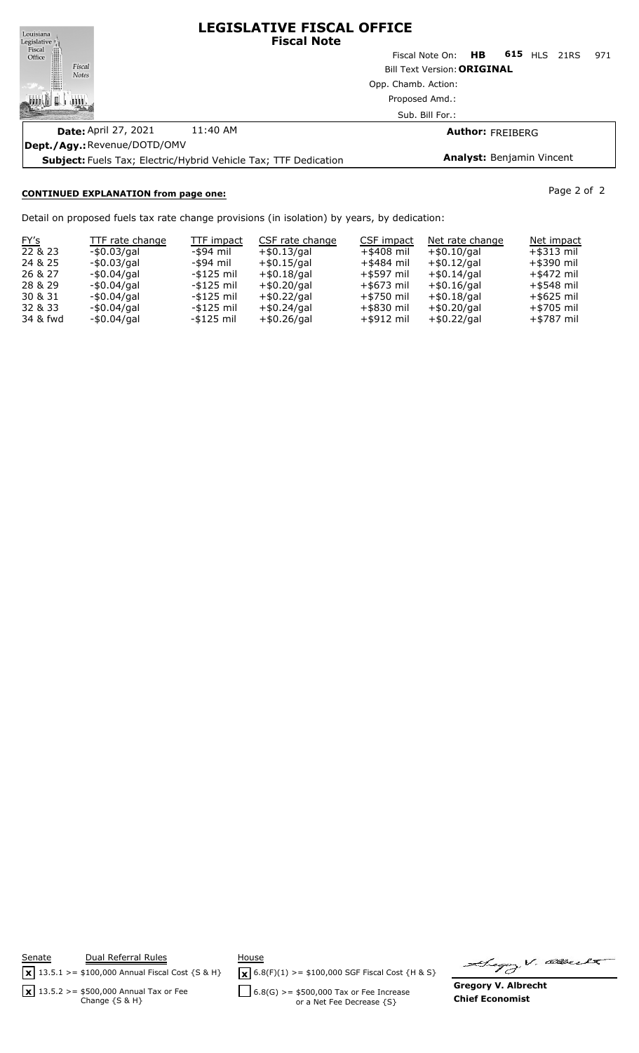# LEGISLATIVE FISCAL OFFICE
## Fiscal Note

Fiscal Note On: **HB 615** HLS 21RS 971

Bill Text Version: **ORIGINAL**

Opp. Chamb. Action:

Proposed Amd.:

Sub. Bill For.:

**Date:** April 27, 2021 11:40 AM

**Author:** FREIBERG

**Dept./Agy.:** Revenue/DOTD/OMV

**Subject:** Fuels Tax; Electric/Hybrid Vehicle Tax; TTF Dedication

**Analyst:** Benjamin Vincent

**CONTINUED EXPLANATION from page one:**

Detail on proposed fuels tax rate change provisions (in isolation) by years, by dedication:

| FY's | TTF rate change | TTF impact | CSF rate change | CSF impact | Net rate change | Net impact |
|---|---|---|---|---|---|---|
| 22 & 23 | -$0.03/gal | -$94 mil | +$0.13/gal | +$408 mil | +$0.10/gal | +$313 mil |
| 24 & 25 | -$0.03/gal | -$94 mil | +$0.15/gal | +$484 mil | +$0.12/gal | +$390 mil |
| 26 & 27 | -$0.04/gal | -$125 mil | +$0.18/gal | +$597 mil | +$0.14/gal | +$472 mil |
| 28 & 29 | -$0.04/gal | -$125 mil | +$0.20/gal | +$673 mil | +$0.16/gal | +$548 mil |
| 30 & 31 | -$0.04/gal | -$125 mil | +$0.22/gal | +$750 mil | +$0.18/gal | +$625 mil |
| 32 & 33 | -$0.04/gal | -$125 mil | +$0.24/gal | +$830 mil | +$0.20/gal | +$705 mil |
| 34 & fwd | -$0.04/gal | -$125 mil | +$0.26/gal | +$912 mil | +$0.22/gal | +$787 mil |

**Senate** Dual Referral Rules

[x] 13.5.1 >= $100,000 Annual Fiscal Cost {S & H}

[x] 13.5.2 >= $500,000 Annual Tax or Fee Change {S & H}

**House**

[x] 6.8(F)(1) >= $100,000 SGF Fiscal Cost {H & S}

[ ] 6.8(G) >= $500,000 Tax or Fee Increase or a Net Fee Decrease {S}

**Gregory V. Albrecht**
**Chief Economist**